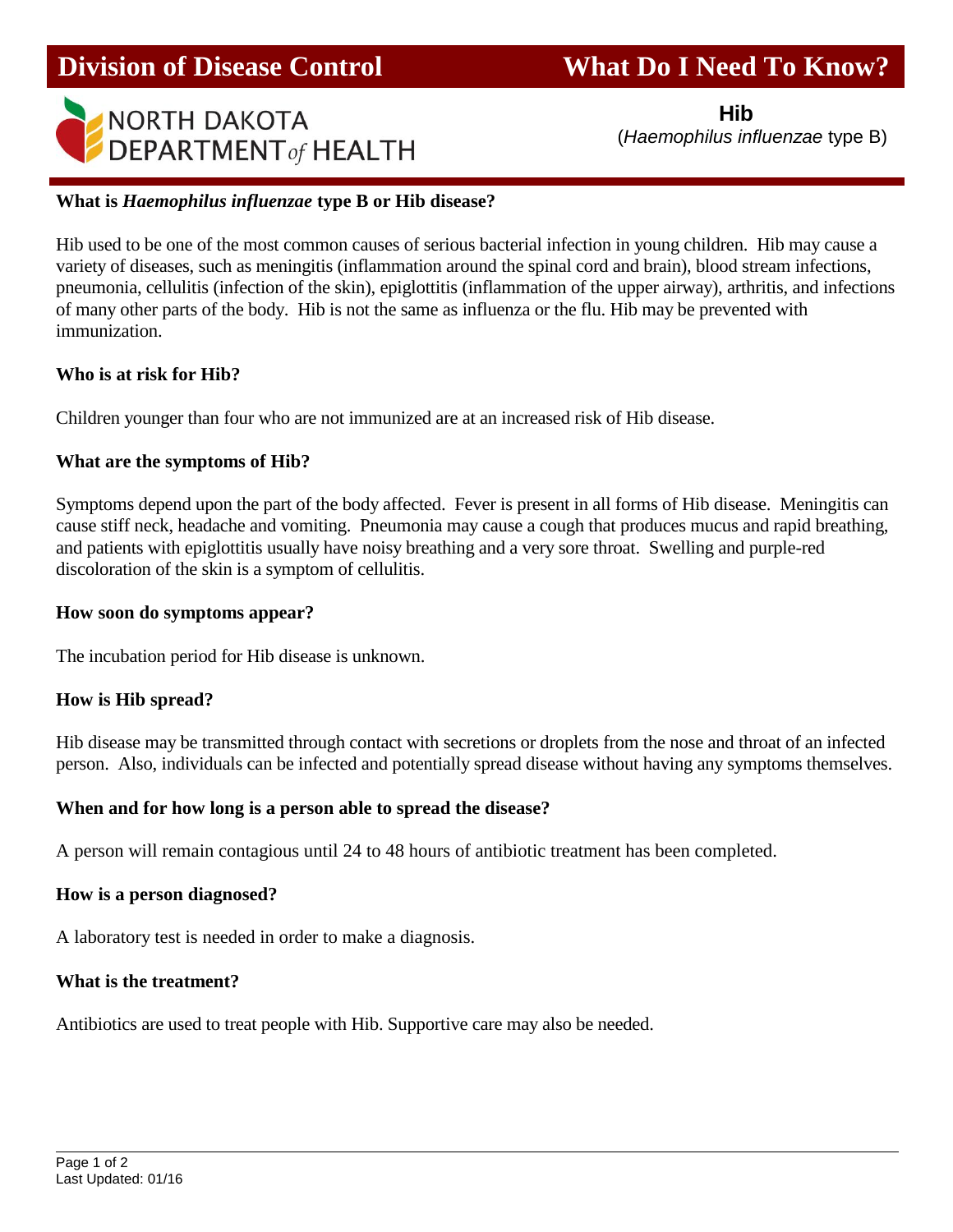# Division of Disease Control

# What Do I Need To Know?

NORTH DAKOTA DEPARTMENT *of* HEALTH

**Hib**
(*Haemophilus influenzae* type B)

### What is *Haemophilus influenzae* type B or Hib disease?

Hib used to be one of the most common causes of serious bacterial infection in young children. Hib may cause a variety of diseases, such as meningitis (inflammation around the spinal cord and brain), blood stream infections, pneumonia, cellulitis (infection of the skin), epiglottitis (inflammation of the upper airway), arthritis, and infections of many other parts of the body. Hib is not the same as influenza or the flu. Hib may be prevented with immunization.

### Who is at risk for Hib?

Children younger than four who are not immunized are at an increased risk of Hib disease.

### What are the symptoms of Hib?

Symptoms depend upon the part of the body affected. Fever is present in all forms of Hib disease. Meningitis can cause stiff neck, headache and vomiting. Pneumonia may cause a cough that produces mucus and rapid breathing, and patients with epiglottitis usually have noisy breathing and a very sore throat. Swelling and purple-red discoloration of the skin is a symptom of cellulitis.

### How soon do symptoms appear?

The incubation period for Hib disease is unknown.

### How is Hib spread?

Hib disease may be transmitted through contact with secretions or droplets from the nose and throat of an infected person. Also, individuals can be infected and potentially spread disease without having any symptoms themselves.

### When and for how long is a person able to spread the disease?

A person will remain contagious until 24 to 48 hours of antibiotic treatment has been completed.

### How is a person diagnosed?

A laboratory test is needed in order to make a diagnosis.

### What is the treatment?

Antibiotics are used to treat people with Hib. Supportive care may also be needed.

Last Updated: 01/16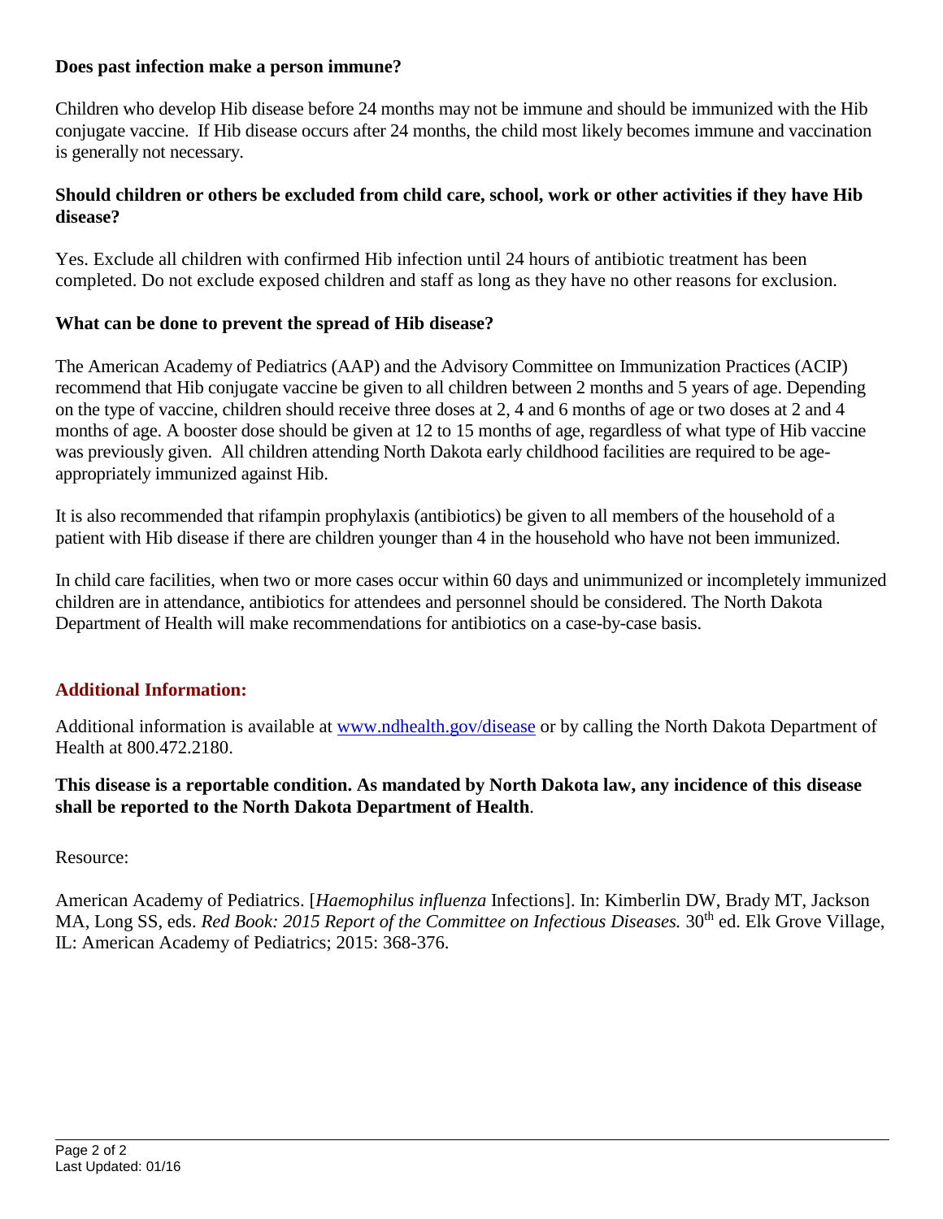### Does past infection make a person immune?

Children who develop Hib disease before 24 months may not be immune and should be immunized with the Hib conjugate vaccine. If Hib disease occurs after 24 months, the child most likely becomes immune and vaccination is generally not necessary.

### Should children or others be excluded from child care, school, work or other activities if they have Hib disease?

Yes. Exclude all children with confirmed Hib infection until 24 hours of antibiotic treatment has been completed. Do not exclude exposed children and staff as long as they have no other reasons for exclusion.

### What can be done to prevent the spread of Hib disease?

The American Academy of Pediatrics (AAP) and the Advisory Committee on Immunization Practices (ACIP) recommend that Hib conjugate vaccine be given to all children between 2 months and 5 years of age. Depending on the type of vaccine, children should receive three doses at 2, 4 and 6 months of age or two doses at 2 and 4 months of age. A booster dose should be given at 12 to 15 months of age, regardless of what type of Hib vaccine was previously given. All children attending North Dakota early childhood facilities are required to be age-appropriately immunized against Hib.

It is also recommended that rifampin prophylaxis (antibiotics) be given to all members of the household of a patient with Hib disease if there are children younger than 4 in the household who have not been immunized.

In child care facilities, when two or more cases occur within 60 days and unimmunized or incompletely immunized children are in attendance, antibiotics for attendees and personnel should be considered. The North Dakota Department of Health will make recommendations for antibiotics on a case-by-case basis.

## Additional Information:

Additional information is available at [www.ndhealth.gov/disease](http://www.ndhealth.gov/disease) or by calling the North Dakota Department of Health at 800.472.2180.

**This disease is a reportable condition. As mandated by North Dakota law, any incidence of this disease shall be reported to the North Dakota Department of Health**.

Resource:

American Academy of Pediatrics. [*Haemophilus influenza* Infections]. In: Kimberlin DW, Brady MT, Jackson MA, Long SS, eds. *Red Book: 2015 Report of the Committee on Infectious Diseases.* 30th ed. Elk Grove Village, IL: American Academy of Pediatrics; 2015: 368-376.

Last Updated: 01/16